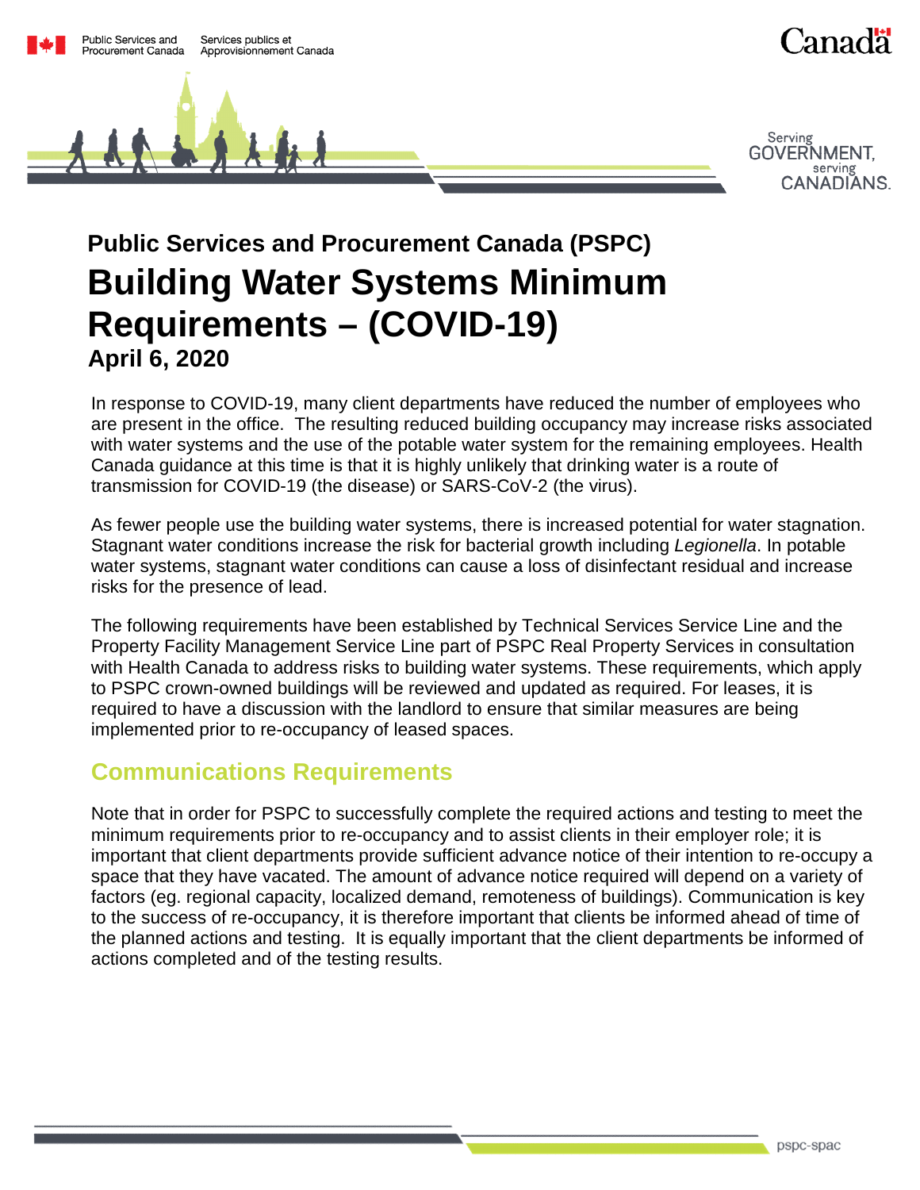## Public Services and Procurement Canada (PSPC)

# Building Water Systems Minimum Requirements – (COVID-19)

### April 6, 2020

In response to COVID-19, many client departments have reduced the number of employees who are present in the office. The resulting reduced building occupancy may increase risks associated with water systems and the use of the potable water system for the remaining employees. Health Canada guidance at this time is that it is highly unlikely that drinking water is a route of transmission for COVID-19 (the disease) or SARS-CoV-2 (the virus).

As fewer people use the building water systems, there is increased potential for water stagnation. Stagnant water conditions increase the risk for bacterial growth including *Legionella*. In potable water systems, stagnant water conditions can cause a loss of disinfectant residual and increase risks for the presence of lead.

The following requirements have been established by Technical Services Service Line and the Property Facility Management Service Line part of PSPC Real Property Services in consultation with Health Canada to address risks to building water systems. These requirements, which apply to PSPC crown-owned buildings will be reviewed and updated as required. For leases, it is required to have a discussion with the landlord to ensure that similar measures are being implemented prior to re-occupancy of leased spaces.

## Communications Requirements

Note that in order for PSPC to successfully complete the required actions and testing to meet the minimum requirements prior to re-occupancy and to assist clients in their employer role; it is important that client departments provide sufficient advance notice of their intention to re-occupy a space that they have vacated. The amount of advance notice required will depend on a variety of factors (eg. regional capacity, localized demand, remoteness of buildings). Communication is key to the success of re-occupancy, it is therefore important that clients be informed ahead of time of the planned actions and testing. It is equally important that the client departments be informed of actions completed and of the testing results.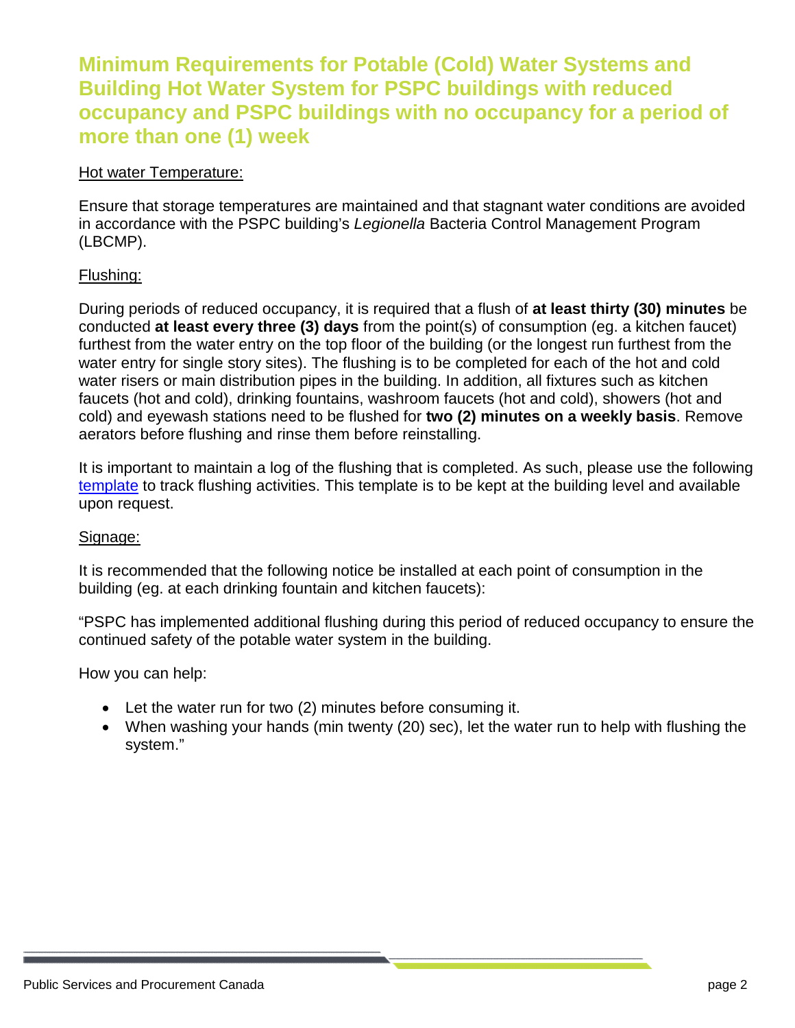## Minimum Requirements for Potable (Cold) Water Systems and Building Hot Water System for PSPC buildings with reduced occupancy and PSPC buildings with no occupancy for a period of more than one (1) week

<u>Hot water Temperature:</u>

Ensure that storage temperatures are maintained and that stagnant water conditions are avoided in accordance with the PSPC building's *Legionella* Bacteria Control Management Program (LBCMP).

<u>Flushing:</u>

During periods of reduced occupancy, it is required that a flush of **at least thirty (30) minutes** be conducted **at least every three (3) days** from the point(s) of consumption (eg. a kitchen faucet) furthest from the water entry on the top floor of the building (or the longest run furthest from the water entry for single story sites). The flushing is to be completed for each of the hot and cold water risers or main distribution pipes in the building. In addition, all fixtures such as kitchen faucets (hot and cold), drinking fountains, washroom faucets (hot and cold), showers (hot and cold) and eyewash stations need to be flushed for **two (2) minutes on a weekly basis**. Remove aerators before flushing and rinse them before reinstalling.

It is important to maintain a log of the flushing that is completed. As such, please use the following template to track flushing activities. This template is to be kept at the building level and available upon request.

<u>Signage:</u>

It is recommended that the following notice be installed at each point of consumption in the building (eg. at each drinking fountain and kitchen faucets):

"PSPC has implemented additional flushing during this period of reduced occupancy to ensure the continued safety of the potable water system in the building.

How you can help:

- Let the water run for two (2) minutes before consuming it.
- When washing your hands (min twenty (20) sec), let the water run to help with flushing the system."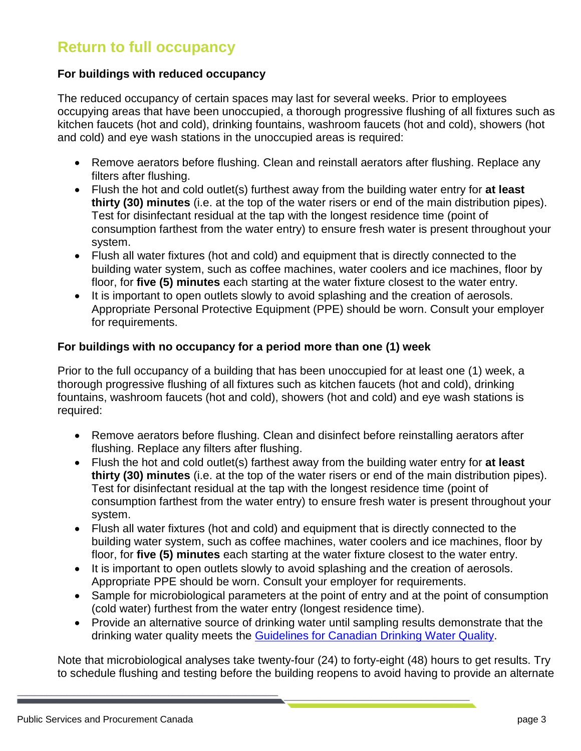## Return to full occupancy

### For buildings with reduced occupancy

The reduced occupancy of certain spaces may last for several weeks. Prior to employees occupying areas that have been unoccupied, a thorough progressive flushing of all fixtures such as kitchen faucets (hot and cold), drinking fountains, washroom faucets (hot and cold), showers (hot and cold) and eye wash stations in the unoccupied areas is required:

- Remove aerators before flushing. Clean and reinstall aerators after flushing. Replace any filters after flushing.
- Flush the hot and cold outlet(s) furthest away from the building water entry for **at least thirty (30) minutes** (i.e. at the top of the water risers or end of the main distribution pipes). Test for disinfectant residual at the tap with the longest residence time (point of consumption farthest from the water entry) to ensure fresh water is present throughout your system.
- Flush all water fixtures (hot and cold) and equipment that is directly connected to the building water system, such as coffee machines, water coolers and ice machines, floor by floor, for **five (5) minutes** each starting at the water fixture closest to the water entry.
- It is important to open outlets slowly to avoid splashing and the creation of aerosols. Appropriate Personal Protective Equipment (PPE) should be worn. Consult your employer for requirements.

### For buildings with no occupancy for a period more than one (1) week

Prior to the full occupancy of a building that has been unoccupied for at least one (1) week, a thorough progressive flushing of all fixtures such as kitchen faucets (hot and cold), drinking fountains, washroom faucets (hot and cold), showers (hot and cold) and eye wash stations is required:

- Remove aerators before flushing. Clean and disinfect before reinstalling aerators after flushing. Replace any filters after flushing.
- Flush the hot and cold outlet(s) farthest away from the building water entry for **at least thirty (30) minutes** (i.e. at the top of the water risers or end of the main distribution pipes). Test for disinfectant residual at the tap with the longest residence time (point of consumption farthest from the water entry) to ensure fresh water is present throughout your system.
- Flush all water fixtures (hot and cold) and equipment that is directly connected to the building water system, such as coffee machines, water coolers and ice machines, floor by floor, for **five (5) minutes** each starting at the water fixture closest to the water entry.
- It is important to open outlets slowly to avoid splashing and the creation of aerosols. Appropriate PPE should be worn. Consult your employer for requirements.
- Sample for microbiological parameters at the point of entry and at the point of consumption (cold water) furthest from the water entry (longest residence time).
- Provide an alternative source of drinking water until sampling results demonstrate that the drinking water quality meets the Guidelines for Canadian Drinking Water Quality.

Note that microbiological analyses take twenty-four (24) to forty-eight (48) hours to get results. Try to schedule flushing and testing before the building reopens to avoid having to provide an alternate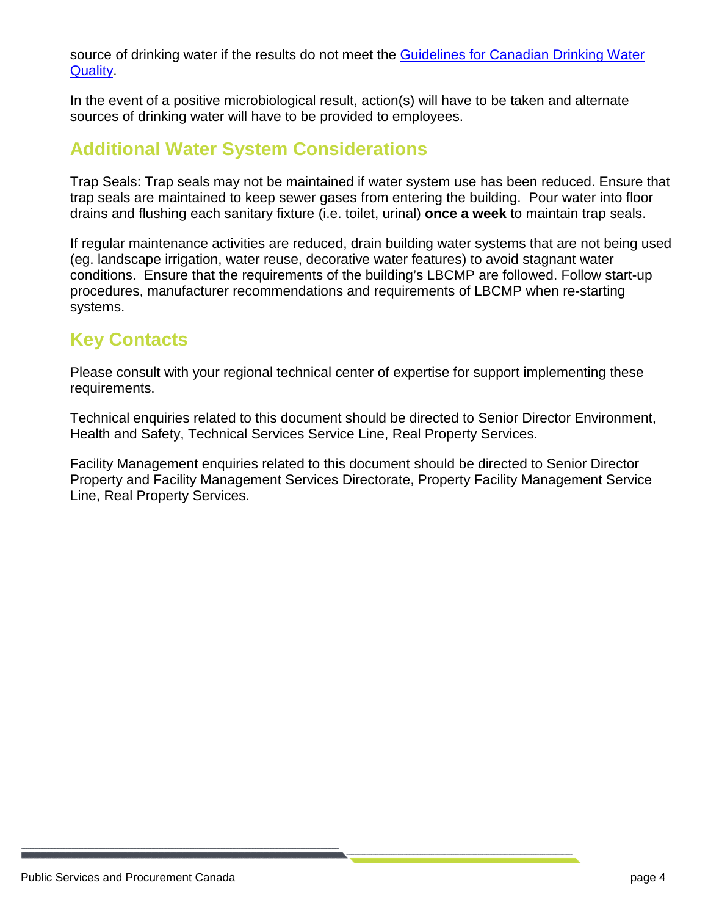source of drinking water if the results do not meet the [Guidelines for Canadian Drinking Water Quality](#).

In the event of a positive microbiological result, action(s) will have to be taken and alternate sources of drinking water will have to be provided to employees.

## Additional Water System Considerations

Trap Seals: Trap seals may not be maintained if water system use has been reduced. Ensure that trap seals are maintained to keep sewer gases from entering the building. Pour water into floor drains and flushing each sanitary fixture (i.e. toilet, urinal) **once a week** to maintain trap seals.

If regular maintenance activities are reduced, drain building water systems that are not being used (eg. landscape irrigation, water reuse, decorative water features) to avoid stagnant water conditions. Ensure that the requirements of the building's LBCMP are followed. Follow start-up procedures, manufacturer recommendations and requirements of LBCMP when re-starting systems.

## Key Contacts

Please consult with your regional technical center of expertise for support implementing these requirements.

Technical enquiries related to this document should be directed to Senior Director Environment, Health and Safety, Technical Services Service Line, Real Property Services.

Facility Management enquiries related to this document should be directed to Senior Director Property and Facility Management Services Directorate, Property Facility Management Service Line, Real Property Services.